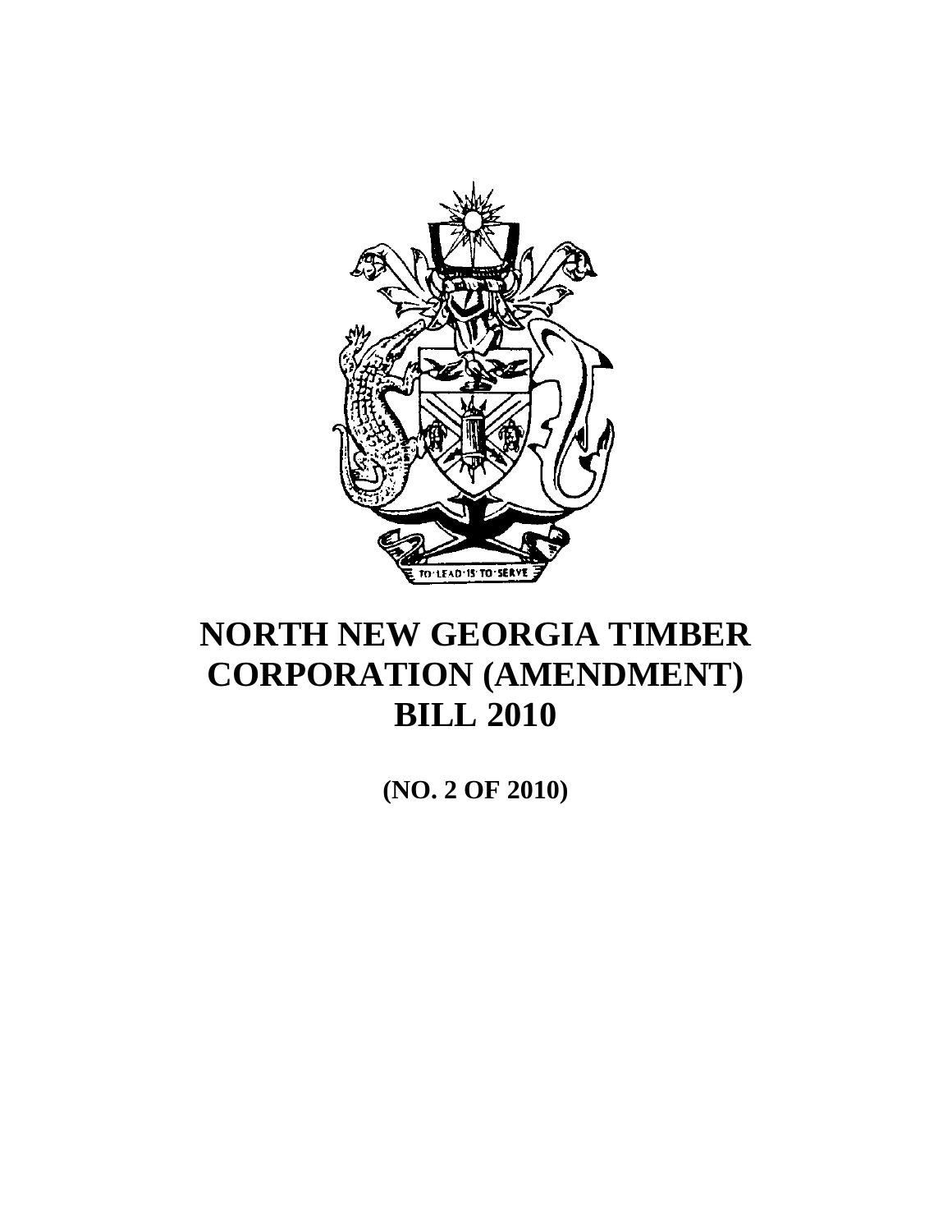# NORTH NEW GEORGIA TIMBER CORPORATION (AMENDMENT) BILL 2010

**(NO. 2 OF 2010)**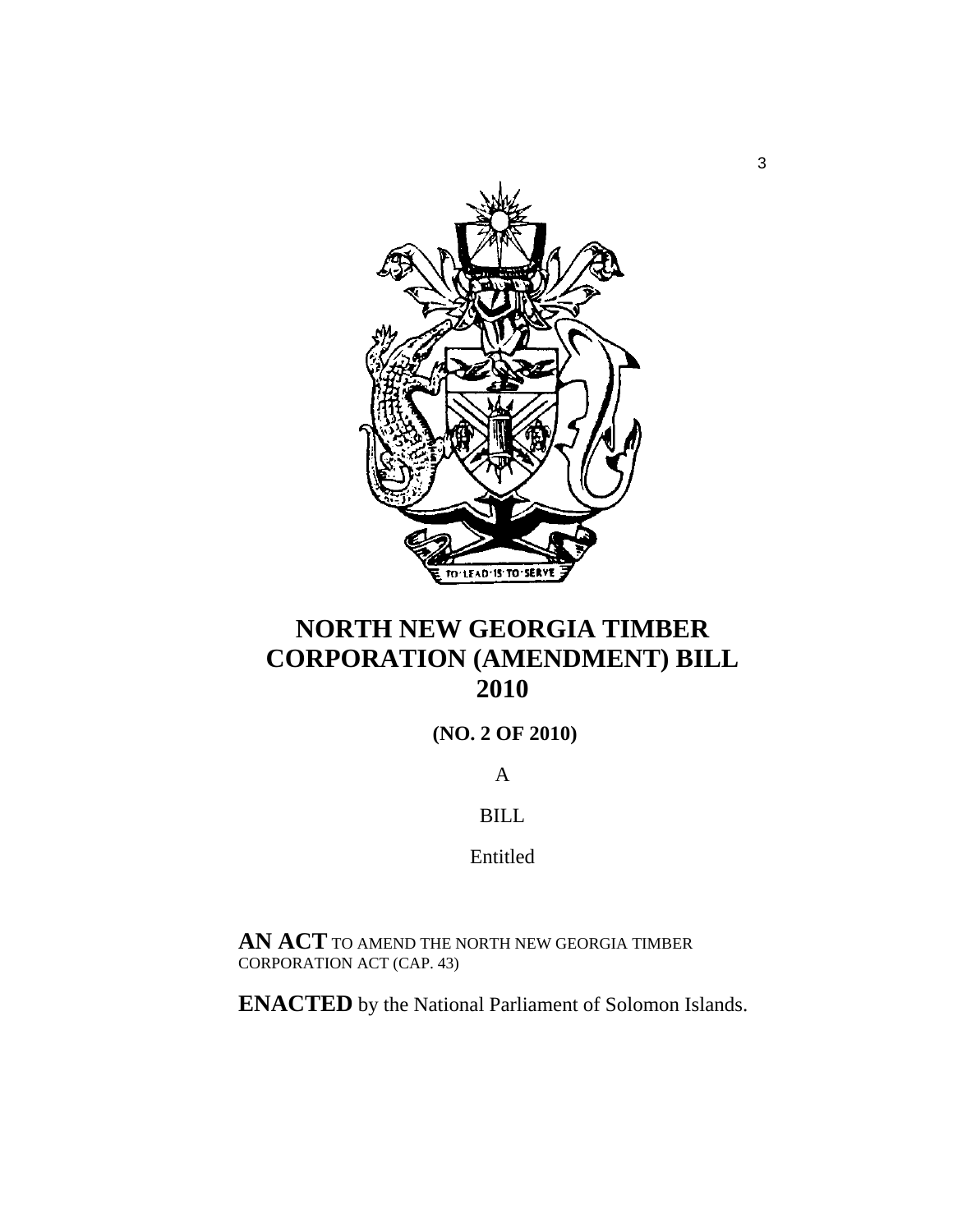# NORTH NEW GEORGIA TIMBER CORPORATION (AMENDMENT) BILL 2010

**(NO. 2 OF 2010)**

A

BILL

Entitled

**AN ACT** TO AMEND THE NORTH NEW GEORGIA TIMBER CORPORATION ACT (CAP. 43)

**ENACTED** by the National Parliament of Solomon Islands.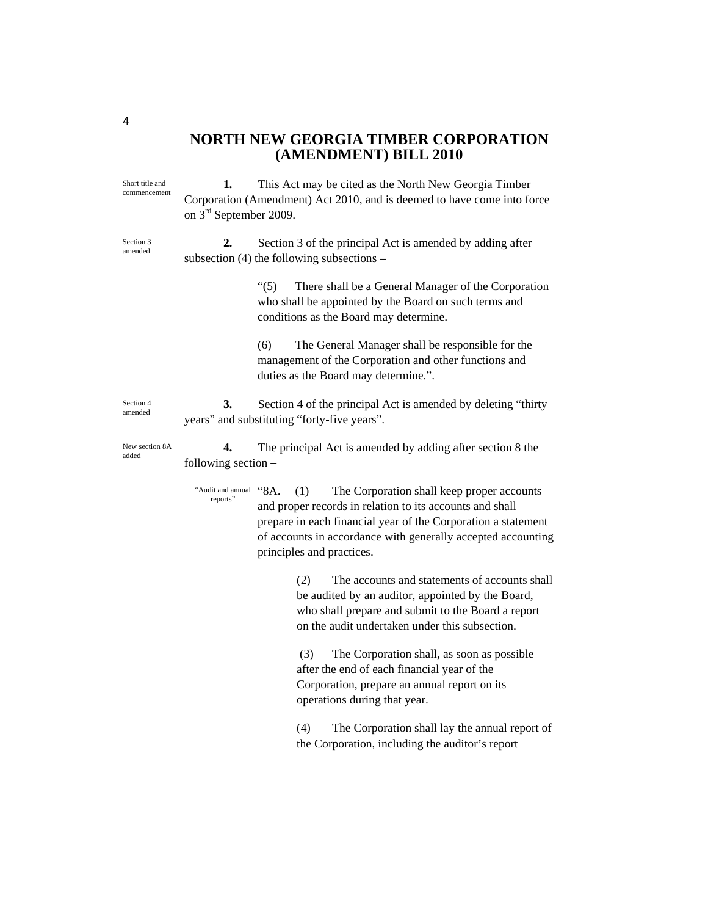# NORTH NEW GEORGIA TIMBER CORPORATION (AMENDMENT) BILL 2010

Short title and commencement

**1.** This Act may be cited as the North New Georgia Timber Corporation (Amendment) Act 2010, and is deemed to have come into force on 3rd September 2009.

Section 3 amended

**2.** Section 3 of the principal Act is amended by adding after subsection (4) the following subsections –

> "(5) There shall be a General Manager of the Corporation who shall be appointed by the Board on such terms and conditions as the Board may determine.
>
> (6) The General Manager shall be responsible for the management of the Corporation and other functions and duties as the Board may determine.".

Section 4 amended

**3.** Section 4 of the principal Act is amended by deleting "thirty years" and substituting "forty-five years".

New section 8A added

**4.** The principal Act is amended by adding after section 8 the following section –

"Audit and annual reports"

> "8A. (1) The Corporation shall keep proper accounts and proper records in relation to its accounts and shall prepare in each financial year of the Corporation a statement of accounts in accordance with generally accepted accounting principles and practices.
>
> (2) The accounts and statements of accounts shall be audited by an auditor, appointed by the Board, who shall prepare and submit to the Board a report on the audit undertaken under this subsection.
>
> (3) The Corporation shall, as soon as possible after the end of each financial year of the Corporation, prepare an annual report on its operations during that year.
>
> (4) The Corporation shall lay the annual report of the Corporation, including the auditor's report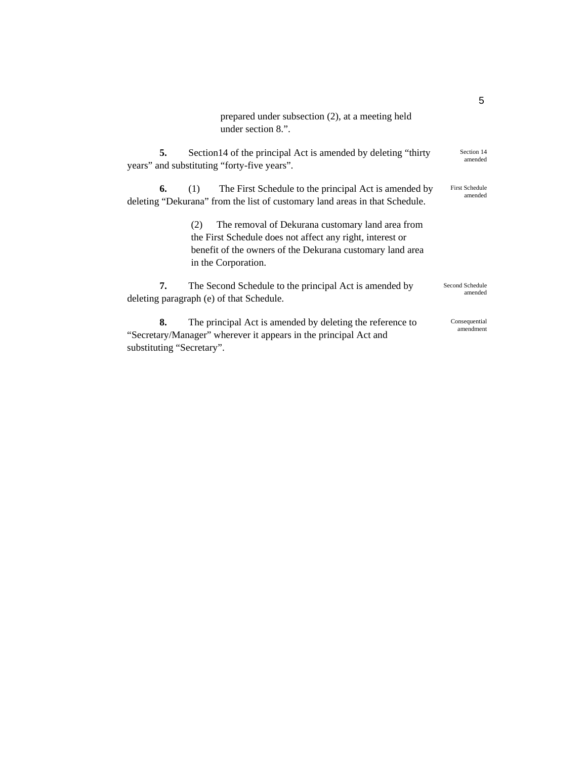prepared under subsection (2), at a meeting held under section 8.”.

**5.** Section14 of the principal Act is amended by deleting “thirty years” and substituting “forty-five years”.

Section 14 amended

**6.** (1) The First Schedule to the principal Act is amended by deleting “Dekurana” from the list of customary land areas in that Schedule.

First Schedule amended

(2) The removal of Dekurana customary land area from the First Schedule does not affect any right, interest or benefit of the owners of the Dekurana customary land area in the Corporation.

**7.** The Second Schedule to the principal Act is amended by deleting paragraph (e) of that Schedule.

Second Schedule amended

**8.** The principal Act is amended by deleting the reference to “Secretary/Manager” wherever it appears in the principal Act and substituting “Secretary”.

Consequential amendment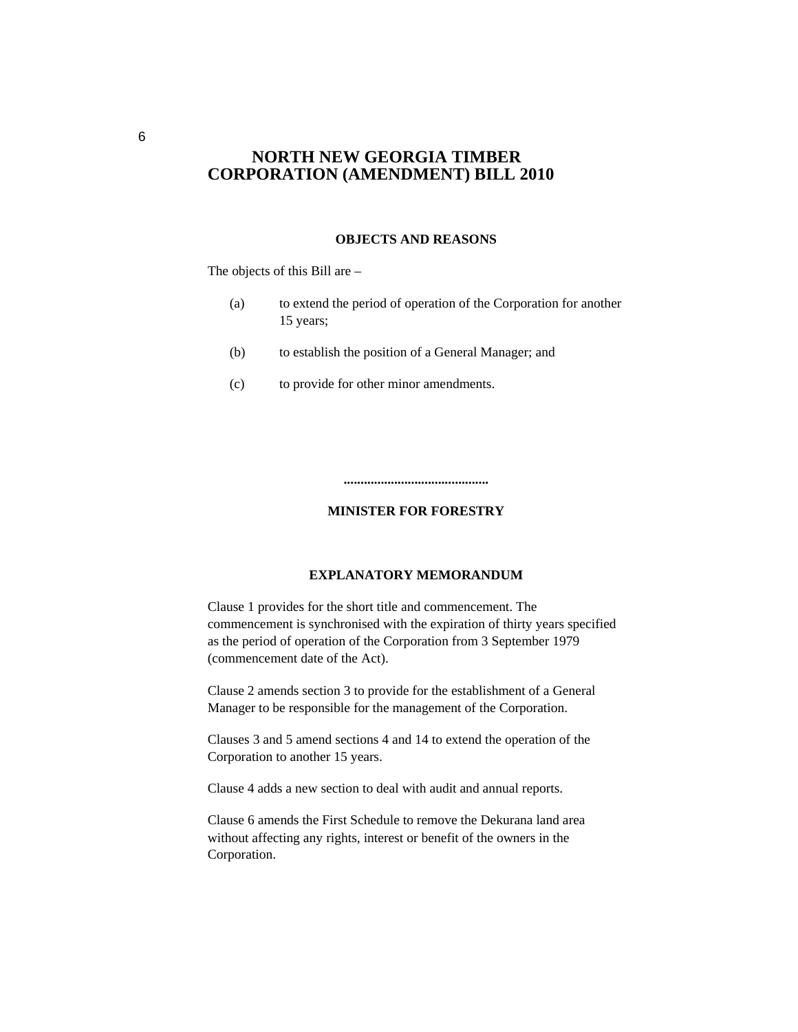# NORTH NEW GEORGIA TIMBER CORPORATION (AMENDMENT) BILL 2010

## OBJECTS AND REASONS

The objects of this Bill are –

(a) to extend the period of operation of the Corporation for another 15 years;

(b) to establish the position of a General Manager; and

(c) to provide for other minor amendments.

..........................................

**MINISTER FOR FORESTRY**

## EXPLANATORY MEMORANDUM

Clause 1 provides for the short title and commencement. The commencement is synchronised with the expiration of thirty years specified as the period of operation of the Corporation from 3 September 1979 (commencement date of the Act).

Clause 2 amends section 3 to provide for the establishment of a General Manager to be responsible for the management of the Corporation.

Clauses 3 and 5 amend sections 4 and 14 to extend the operation of the Corporation to another 15 years.

Clause 4 adds a new section to deal with audit and annual reports.

Clause 6 amends the First Schedule to remove the Dekurana land area without affecting any rights, interest or benefit of the owners in the Corporation.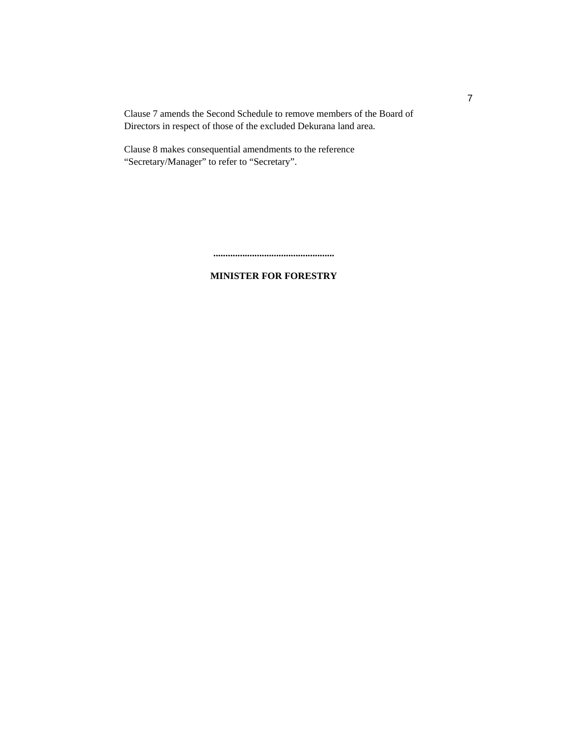Clause 7 amends the Second Schedule to remove members of the Board of Directors in respect of those of the excluded Dekurana land area.

Clause 8 makes consequential amendments to the reference "Secretary/Manager" to refer to "Secretary".

**..................................................**

**MINISTER FOR FORESTRY**